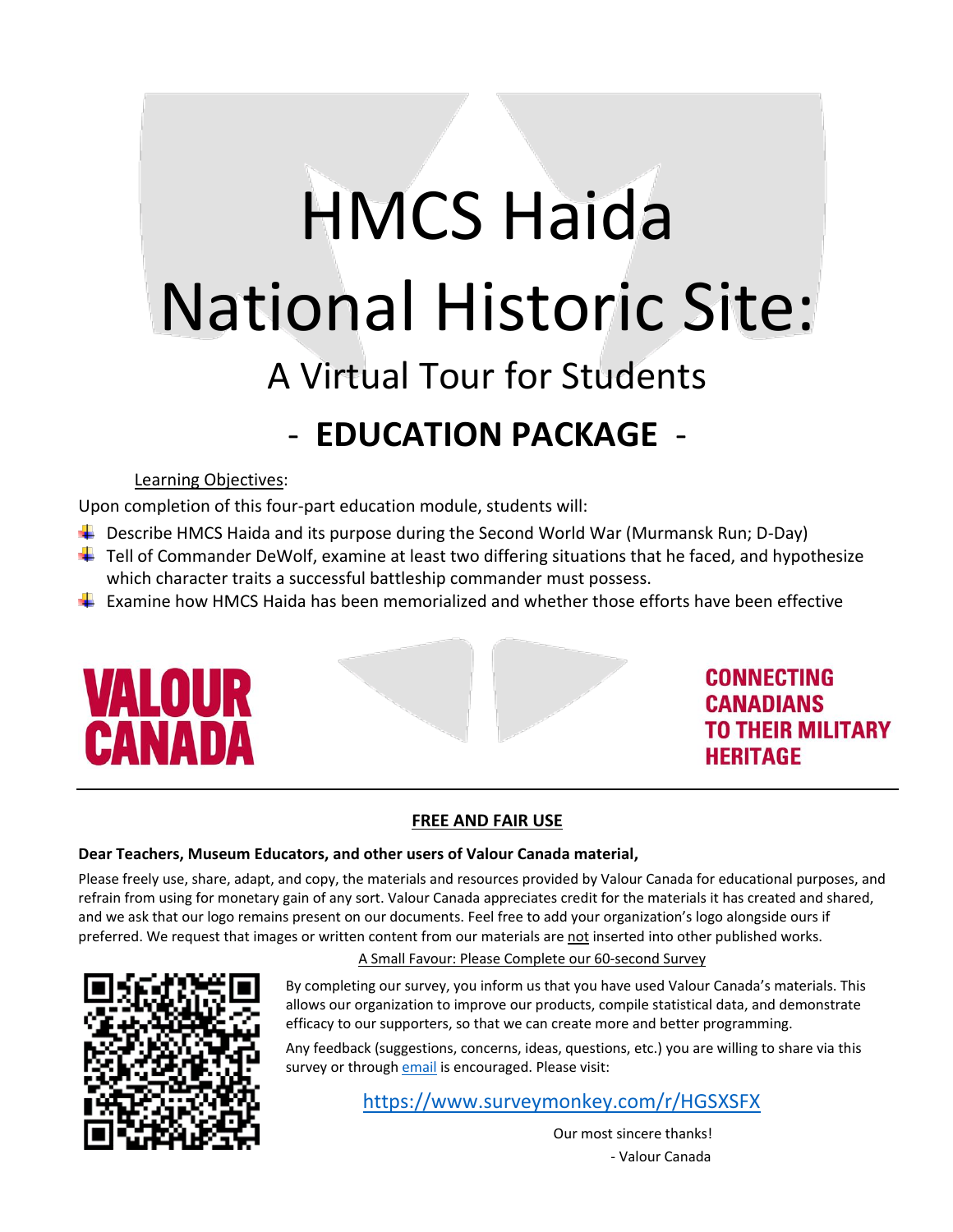# HMCS Haida National Historic Site:

## A Virtual Tour for Students

## - EDUCATION PACKAGE -

Learning Objectives:

Upon completion of this four-part education module, students will:

- Describe HMCS Haida and its purpose during the Second World War (Murmansk Run; D-Day)
- Tell of Commander DeWolf, examine at least two differing situations that he faced, and hypothesize which character traits a successful battleship commander must possess.
- Examine how HMCS Haida has been memorialized and whether those efforts have been effective

VALOUR CANADA

CONNECTING CANADIANS TO THEIR MILITARY HERITAGE

---

**FREE AND FAIR USE**

**Dear Teachers, Museum Educators, and other users of Valour Canada material,**

Please freely use, share, adapt, and copy, the materials and resources provided by Valour Canada for educational purposes, and refrain from using for monetary gain of any sort. Valour Canada appreciates credit for the materials it has created and shared, and we ask that our logo remains present on our documents. Feel free to add your organization's logo alongside ours if preferred. We request that images or written content from our materials are not inserted into other published works.

A Small Favour: Please Complete our 60-second Survey

By completing our survey, you inform us that you have used Valour Canada's materials. This allows our organization to improve our products, compile statistical data, and demonstrate efficacy to our supporters, so that we can create more and better programming.

Any feedback (suggestions, concerns, ideas, questions, etc.) you are willing to share via this survey or through email is encouraged. Please visit:

https://www.surveymonkey.com/r/HGSXSFX

Our most sincere thanks!

- Valour Canada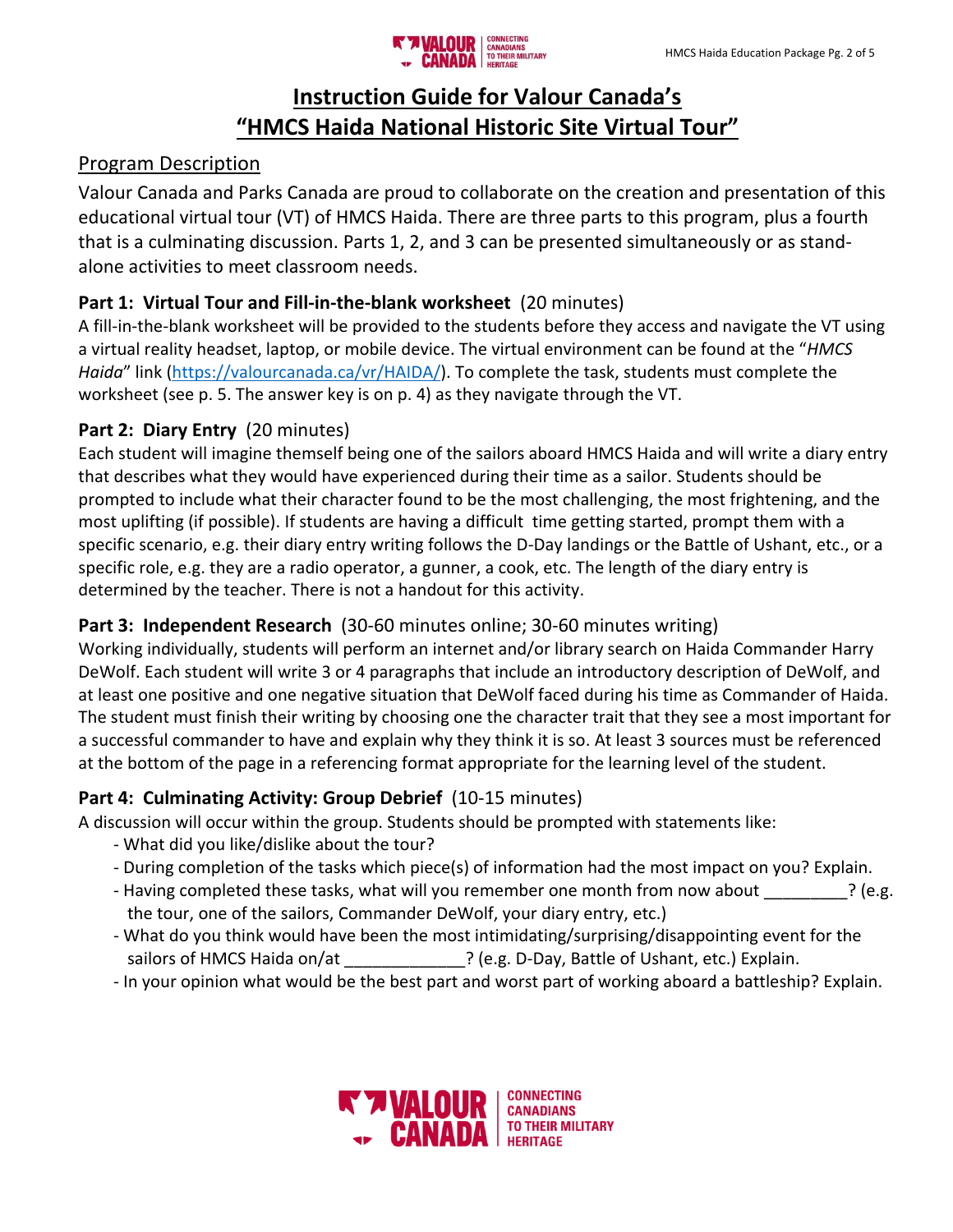# Instruction Guide for Valour Canada's "HMCS Haida National Historic Site Virtual Tour"

## Program Description

Valour Canada and Parks Canada are proud to collaborate on the creation and presentation of this educational virtual tour (VT) of HMCS Haida. There are three parts to this program, plus a fourth that is a culminating discussion. Parts 1, 2, and 3 can be presented simultaneously or as stand-alone activities to meet classroom needs.

### Part 1: Virtual Tour and Fill-in-the-blank worksheet (20 minutes)

A fill-in-the-blank worksheet will be provided to the students before they access and navigate the VT using a virtual reality headset, laptop, or mobile device. The virtual environment can be found at the "*HMCS Haida*" link (https://valourcanada.ca/vr/HAIDA/). To complete the task, students must complete the worksheet (see p. 5. The answer key is on p. 4) as they navigate through the VT.

### Part 2: Diary Entry (20 minutes)

Each student will imagine themself being one of the sailors aboard HMCS Haida and will write a diary entry that describes what they would have experienced during their time as a sailor. Students should be prompted to include what their character found to be the most challenging, the most frightening, and the most uplifting (if possible). If students are having a difficult time getting started, prompt them with a specific scenario, e.g. their diary entry writing follows the D-Day landings or the Battle of Ushant, etc., or a specific role, e.g. they are a radio operator, a gunner, a cook, etc. The length of the diary entry is determined by the teacher. There is not a handout for this activity.

### Part 3: Independent Research (30-60 minutes online; 30-60 minutes writing)

Working individually, students will perform an internet and/or library search on Haida Commander Harry DeWolf. Each student will write 3 or 4 paragraphs that include an introductory description of DeWolf, and at least one positive and one negative situation that DeWolf faced during his time as Commander of Haida. The student must finish their writing by choosing one the character trait that they see a most important for a successful commander to have and explain why they think it is so. At least 3 sources must be referenced at the bottom of the page in a referencing format appropriate for the learning level of the student.

### Part 4: Culminating Activity: Group Debrief (10-15 minutes)

A discussion will occur within the group. Students should be prompted with statements like:

- What did you like/dislike about the tour?
- During completion of the tasks which piece(s) of information had the most impact on you? Explain.
- Having completed these tasks, what will you remember one month from now about _________? (e.g. the tour, one of the sailors, Commander DeWolf, your diary entry, etc.)
- What do you think would have been the most intimidating/surprising/disappointing event for the sailors of HMCS Haida on/at _____________? (e.g. D-Day, Battle of Ushant, etc.) Explain.
- In your opinion what would be the best part and worst part of working aboard a battleship? Explain.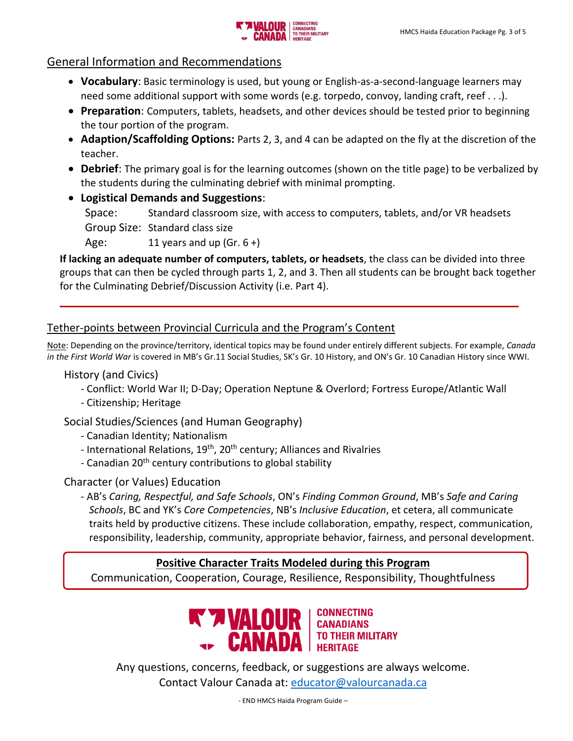## General Information and Recommendations

- **Vocabulary**: Basic terminology is used, but young or English-as-a-second-language learners may need some additional support with some words (e.g. torpedo, convoy, landing craft, reef . . .).
- **Preparation**: Computers, tablets, headsets, and other devices should be tested prior to beginning the tour portion of the program.
- **Adaption/Scaffolding Options:** Parts 2, 3, and 4 can be adapted on the fly at the discretion of the teacher.
- **Debrief**: The primary goal is for the learning outcomes (shown on the title page) to be verbalized by the students during the culminating debrief with minimal prompting.
- **Logistical Demands and Suggestions**:
  - Space: Standard classroom size, with access to computers, tablets, and/or VR headsets
  - Group Size: Standard class size
  - Age: 11 years and up (Gr. 6 +)

**If lacking an adequate number of computers, tablets, or headsets**, the class can be divided into three groups that can then be cycled through parts 1, 2, and 3. Then all students can be brought back together for the Culminating Debrief/Discussion Activity (i.e. Part 4).

---

## Tether-points between Provincial Curricula and the Program's Content

Note: Depending on the province/territory, identical topics may be found under entirely different subjects. For example, *Canada in the First World War* is covered in MB's Gr.11 Social Studies, SK's Gr. 10 History, and ON's Gr. 10 Canadian History since WWI.

### History (and Civics)

- Conflict: World War II; D-Day; Operation Neptune & Overlord; Fortress Europe/Atlantic Wall
- Citizenship; Heritage

### Social Studies/Sciences (and Human Geography)

- Canadian Identity; Nationalism
- International Relations, 19th, 20th century; Alliances and Rivalries
- Canadian 20th century contributions to global stability

### Character (or Values) Education

- AB's *Caring, Respectful, and Safe Schools*, ON's *Finding Common Ground*, MB's *Safe and Caring Schools*, BC and YK's *Core Competencies*, NB's *Inclusive Education*, et cetera, all communicate traits held by productive citizens. These include collaboration, empathy, respect, communication, responsibility, leadership, community, appropriate behavior, fairness, and personal development.

**Positive Character Traits Modeled during this Program**

Communication, Cooperation, Courage, Resilience, Responsibility, Thoughtfulness

VALOUR CANADA | CONNECTING CANADIANS TO THEIR MILITARY HERITAGE

Any questions, concerns, feedback, or suggestions are always welcome.
Contact Valour Canada at: educator@valourcanada.ca

- END HMCS Haida Program Guide –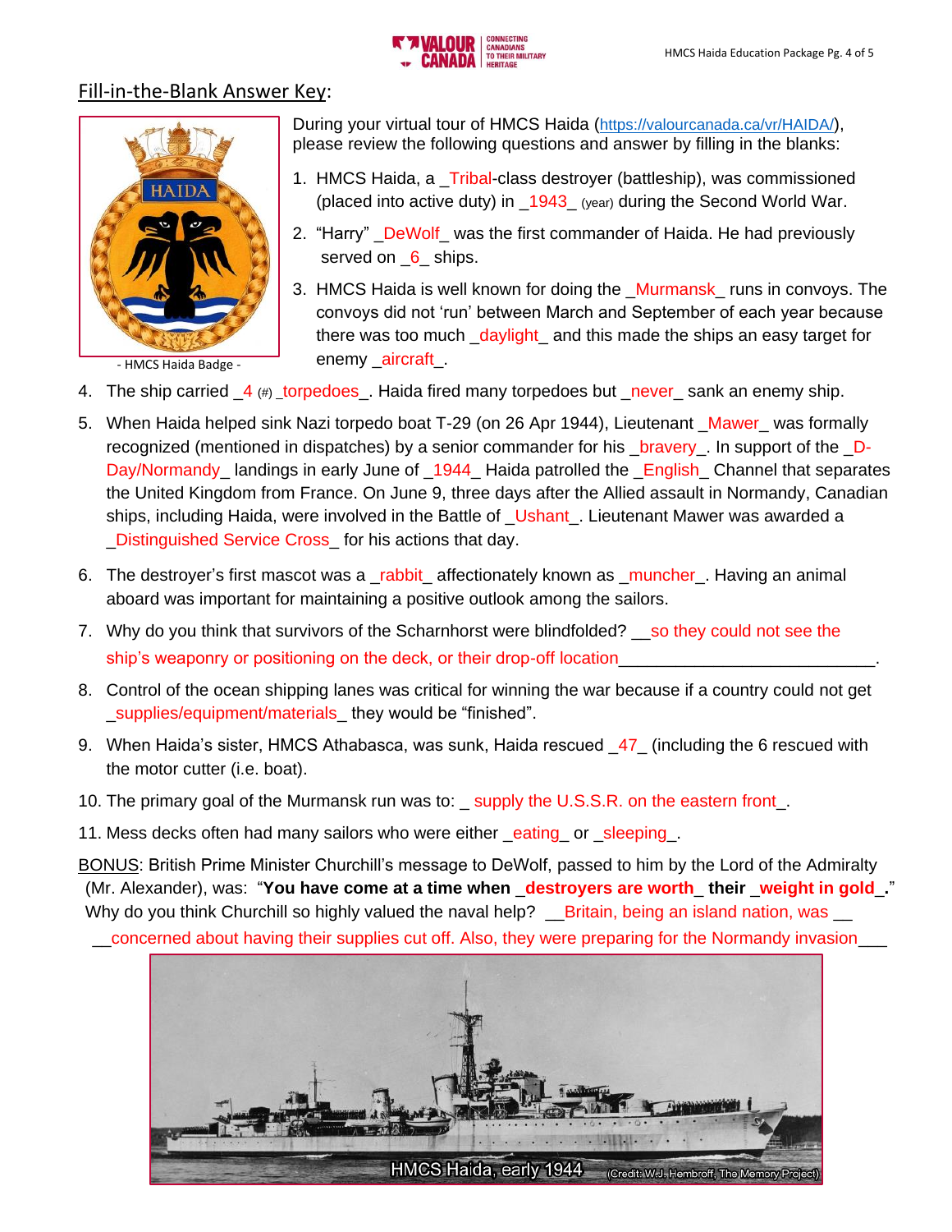## Fill-in-the-Blank Answer Key:

- HMCS Haida Badge -

During your virtual tour of HMCS Haida (https://valourcanada.ca/vr/HAIDA/), please review the following questions and answer by filling in the blanks:

1. HMCS Haida, a _Tribal-class destroyer (battleship), was commissioned (placed into active duty) in _1943_ (year) during the Second World War.
2. "Harry" _DeWolf_ was the first commander of Haida. He had previously served on _6_ ships.
3. HMCS Haida is well known for doing the _Murmansk_ runs in convoys. The convoys did not 'run' between March and September of each year because there was too much _daylight_ and this made the ships an easy target for enemy _aircraft_.
4. The ship carried _4 (#) _torpedoes_. Haida fired many torpedoes but _never_ sank an enemy ship.
5. When Haida helped sink Nazi torpedo boat T-29 (on 26 Apr 1944), Lieutenant _Mawer_ was formally recognized (mentioned in dispatches) by a senior commander for his _bravery_. In support of the _D-Day/Normandy_ landings in early June of _1944_ Haida patrolled the _English_ Channel that separates the United Kingdom from France. On June 9, three days after the Allied assault in Normandy, Canadian ships, including Haida, were involved in the Battle of _Ushant_. Lieutenant Mawer was awarded a _Distinguished Service Cross_ for his actions that day.
6. The destroyer's first mascot was a _rabbit_ affectionately known as _muncher_. Having an animal aboard was important for maintaining a positive outlook among the sailors.
7. Why do you think that survivors of the Scharnhorst were blindfolded? __so they could not see the ship's weaponry or positioning on the deck, or their drop-off location__________________________.
8. Control of the ocean shipping lanes was critical for winning the war because if a country could not get _supplies/equipment/materials_ they would be "finished".
9. When Haida's sister, HMCS Athabasca, was sunk, Haida rescued _47_ (including the 6 rescued with the motor cutter (i.e. boat).
10. The primary goal of the Murmansk run was to: _ supply the U.S.S.R. on the eastern front_.
11. Mess decks often had many sailors who were either _eating_ or _sleeping_.

BONUS: British Prime Minister Churchill's message to DeWolf, passed to him by the Lord of the Admiralty (Mr. Alexander), was: "**You have come at a time when _destroyers are worth_ their _weight in gold_.**" Why do you think Churchill so highly valued the naval help? __Britain, being an island nation, was __ __concerned about having their supplies cut off. Also, they were preparing for the Normandy invasion___

HMCS Haida, early 1944 (Credit: W.J. Hembroff, The Memory Project)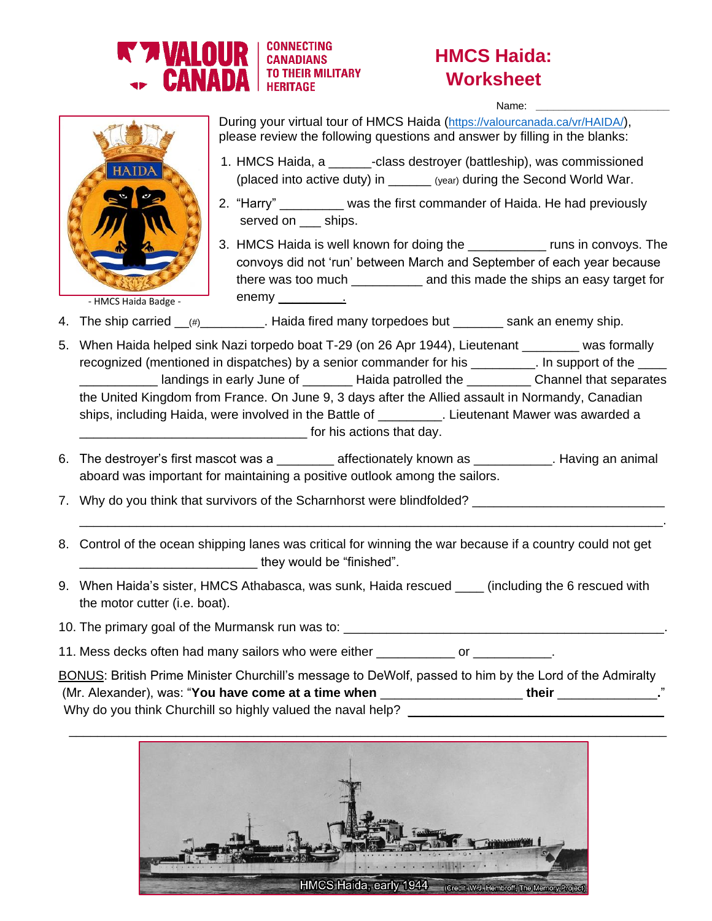VALOUR CANADA — CONNECTING CANADIANS TO THEIR MILITARY HERITAGE

# HMCS Haida: Worksheet

Name: ______________________

- HMCS Haida Badge -

During your virtual tour of HMCS Haida (https://valourcanada.ca/vr/HAIDA/), please review the following questions and answer by filling in the blanks:

1. HMCS Haida, a ______-class destroyer (battleship), was commissioned (placed into active duty) in ______ (year) during the Second World War.
2. "Harry" _________ was the first commander of Haida. He had previously served on ___ ships.
3. HMCS Haida is well known for doing the ___________ runs in convoys. The convoys did not 'run' between March and September of each year because there was too much __________ and this made the ships an easy target for enemy _________.
4. The ship carried __(#)_________. Haida fired many torpedoes but _______ sank an enemy ship.
5. When Haida helped sink Nazi torpedo boat T-29 (on 26 Apr 1944), Lieutenant ________ was formally recognized (mentioned in dispatches) by a senior commander for his _________. In support of the ____ ___________ landings in early June of _______ Haida patrolled the _________ Channel that separates the United Kingdom from France. On June 9, 3 days after the Allied assault in Normandy, Canadian ships, including Haida, were involved in the Battle of _________. Lieutenant Mawer was awarded a ________________________________ for his actions that day.
6. The destroyer's first mascot was a ________ affectionately known as ___________. Having an animal aboard was important for maintaining a positive outlook among the sailors.
7. Why do you think that survivors of the Scharnhorst were blindfolded? __________________________ ______________________________________________________________________________.
8. Control of the ocean shipping lanes was critical for winning the war because if a country could not get _________________________ they would be "finished".
9. When Haida's sister, HMCS Athabasca, was sunk, Haida rescued ____ (including the 6 rescued with the motor cutter (i.e. boat).
10. The primary goal of the Murmansk run was to: _______________________________________________.
11. Mess decks often had many sailors who were either ___________ or ___________.

BONUS: British Prime Minister Churchill's message to DeWolf, passed to him by the Lord of the Admiralty (Mr. Alexander), was: "**You have come at a time when** ___________________ **their** ______________**.**"
Why do you think Churchill so highly valued the naval help? ______________________________________
______________________________________________________________________________

HMCS Haida, early 1944 (Credit: W.J. Hembroff, The Memory Project)